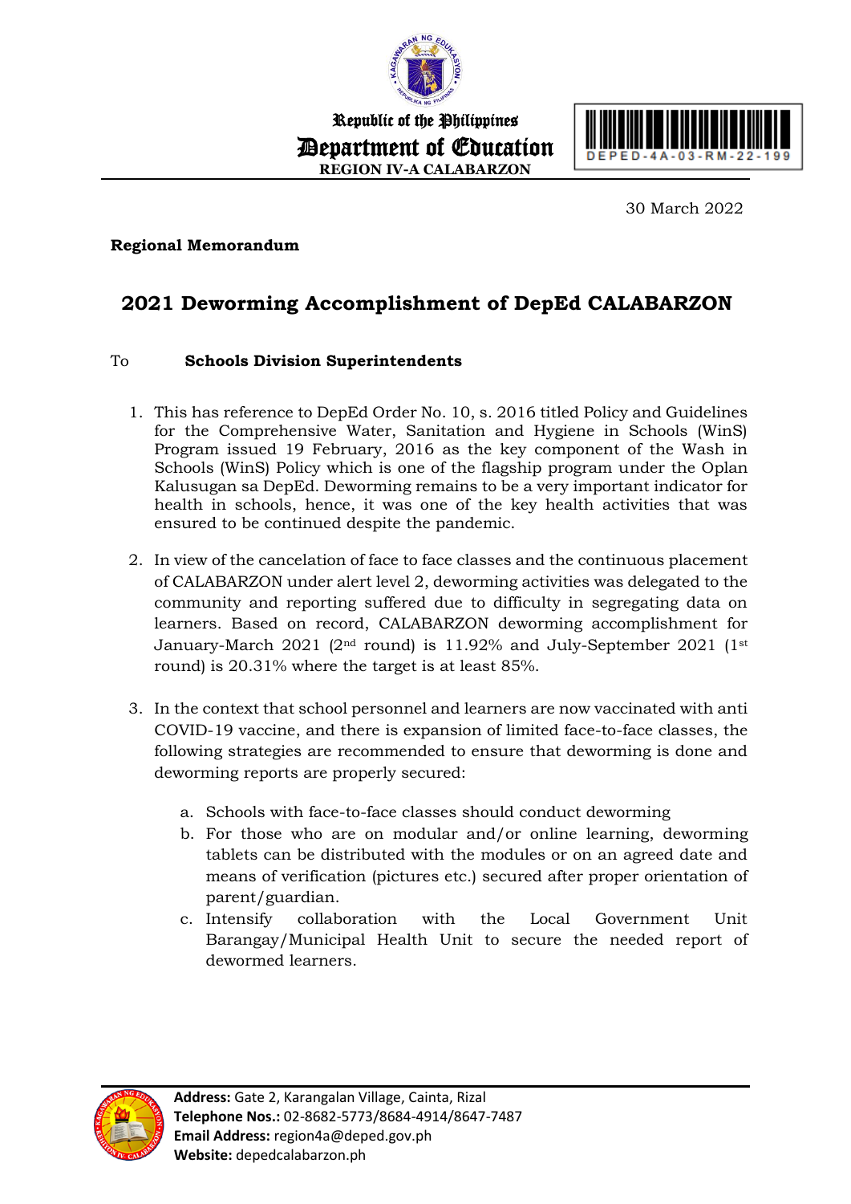Republic of the Philippines
**Department of Education**
**REGION IV-A CALABARZON**

DEPED-4A-03-RM-22-199

30 March 2022

**Regional Memorandum**

## 2021 Deworming Accomplishment of DepEd CALABARZON

To **Schools Division Superintendents**

1. This has reference to DepEd Order No. 10, s. 2016 titled Policy and Guidelines for the Comprehensive Water, Sanitation and Hygiene in Schools (WinS) Program issued 19 February, 2016 as the key component of the Wash in Schools (WinS) Policy which is one of the flagship program under the Oplan Kalusugan sa DepEd. Deworming remains to be a very important indicator for health in schools, hence, it was one of the key health activities that was ensured to be continued despite the pandemic.

2. In view of the cancelation of face to face classes and the continuous placement of CALABARZON under alert level 2, deworming activities was delegated to the community and reporting suffered due to difficulty in segregating data on learners. Based on record, CALABARZON deworming accomplishment for January-March 2021 (2nd round) is 11.92% and July-September 2021 (1st round) is 20.31% where the target is at least 85%.

3. In the context that school personnel and learners are now vaccinated with anti COVID-19 vaccine, and there is expansion of limited face-to-face classes, the following strategies are recommended to ensure that deworming is done and deworming reports are properly secured:

    a. Schools with face-to-face classes should conduct deworming
    b. For those who are on modular and/or online learning, deworming tablets can be distributed with the modules or on an agreed date and means of verification (pictures etc.) secured after proper orientation of parent/guardian.
    c. Intensify collaboration with the Local Government Unit Barangay/Municipal Health Unit to secure the needed report of dewormed learners.

**Address:** Gate 2, Karangalan Village, Cainta, Rizal
**Telephone Nos.:** 02-8682-5773/8684-4914/8647-7487
**Email Address:** region4a@deped.gov.ph
**Website:** depedcalabarzon.ph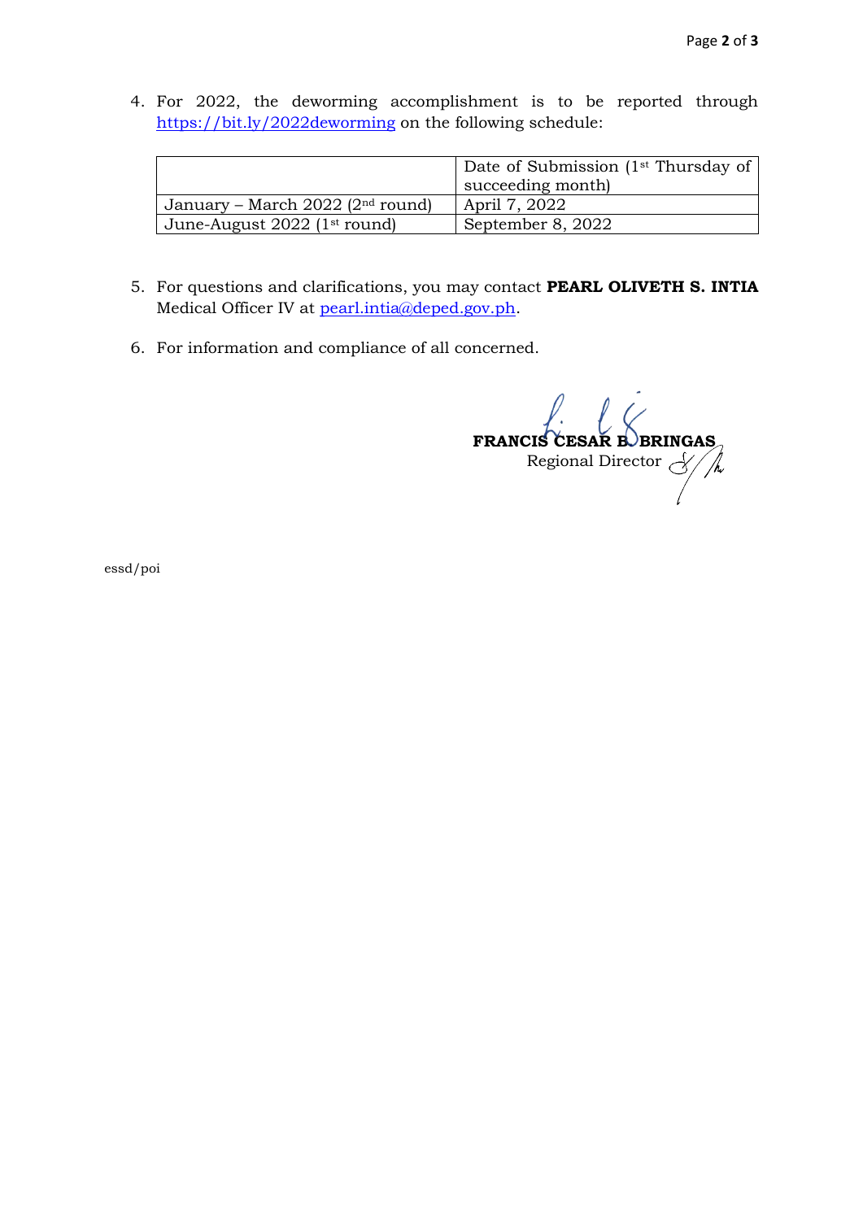4. For 2022, the deworming accomplishment is to be reported through https://bit.ly/2022deworming on the following schedule:

| | Date of Submission (1st Thursday of succeeding month) |
|---|---|
| January – March 2022 (2nd round) | April 7, 2022 |
| June-August 2022 (1st round) | September 8, 2022 |

5. For questions and clarifications, you may contact **PEARL OLIVETH S. INTIA** Medical Officer IV at pearl.intia@deped.gov.ph.

6. For information and compliance of all concerned.

**FRANCIS CESAR B. BRINGAS**
Regional Director

essd/poi